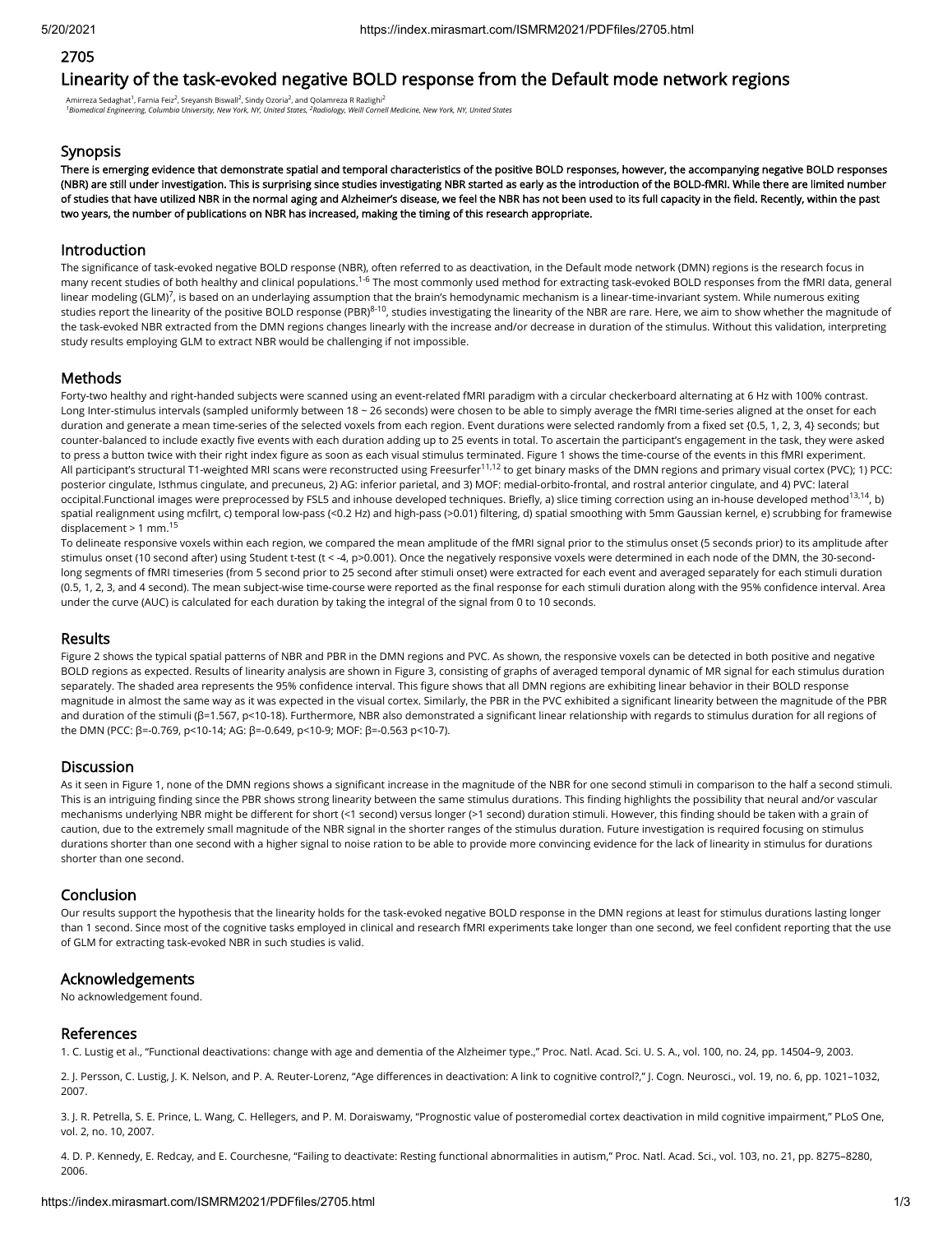# 2705

# Linearity of the task-evoked negative BOLD response from the Default mode network regions

Amirreza Sedaghat[1], Farnia Feiz[2], Sreyansh Biswall[2], Sindy Ozoria[2], and Qolamreza R Razlighi[2]
[1]*Biomedical Engineering, Columbia University, New York, NY, United States,* [2]*Radiology, Weill Cornell Medicine, New York, NY, United States*

## Synopsis

**There is emerging evidence that demonstrate spatial and temporal characteristics of the positive BOLD responses, however, the accompanying negative BOLD responses (NBR) are still under investigation. This is surprising since studies investigating NBR started as early as the introduction of the BOLD-fMRI. While there are limited number of studies that have utilized NBR in the normal aging and Alzheimer's disease, we feel the NBR has not been used to its full capacity in the field. Recently, within the past two years, the number of publications on NBR has increased, making the timing of this research appropriate.**

## Introduction

The significance of task-evoked negative BOLD response (NBR), often referred to as deactivation, in the Default mode network (DMN) regions is the research focus in many recent studies of both healthy and clinical populations.[1-6] The most commonly used method for extracting task-evoked BOLD responses from the fMRI data, general linear modeling (GLM)[7], is based on an underlaying assumption that the brain's hemodynamic mechanism is a linear-time-invariant system. While numerous exiting studies report the linearity of the positive BOLD response (PBR)[8-10], studies investigating the linearity of the NBR are rare. Here, we aim to show whether the magnitude of the task-evoked NBR extracted from the DMN regions changes linearly with the increase and/or decrease in duration of the stimulus. Without this validation, interpreting study results employing GLM to extract NBR would be challenging if not impossible.

## Methods

Forty-two healthy and right-handed subjects were scanned using an event-related fMRI paradigm with a circular checkerboard alternating at 6 Hz with 100% contrast. Long Inter-stimulus intervals (sampled uniformly between 18 ~ 26 seconds) were chosen to be able to simply average the fMRI time-series aligned at the onset for each duration and generate a mean time-series of the selected voxels from each region. Event durations were selected randomly from a fixed set {0.5, 1, 2, 3, 4} seconds; but counter-balanced to include exactly five events with each duration adding up to 25 events in total. To ascertain the participant's engagement in the task, they were asked to press a button twice with their right index figure as soon as each visual stimulus terminated. Figure 1 shows the time-course of the events in this fMRI experiment.
All participant's structural T1-weighted MRI scans were reconstructed using Freesurfer[11,12] to get binary masks of the DMN regions and primary visual cortex (PVC); 1) PCC: posterior cingulate, Isthmus cingulate, and precuneus, 2) AG: inferior parietal, and 3) MOF: medial-orbito-frontal, and rostral anterior cingulate, and 4) PVC: lateral occipital.Functional images were preprocessed by FSL5 and inhouse developed techniques. Briefly, a) slice timing correction using an in-house developed method[13,14], b) spatial realignment using mcfilrt, c) temporal low-pass (<0.2 Hz) and high-pass (>0.01) filtering, d) spatial smoothing with 5mm Gaussian kernel, e) scrubbing for framewise displacement > 1 mm.[15]
To delineate responsive voxels within each region, we compared the mean amplitude of the fMRI signal prior to the stimulus onset (5 seconds prior) to its amplitude after stimulus onset (10 second after) using Student t-test ($t < -4$, $p > 0.001$). Once the negatively responsive voxels were determined in each node of the DMN, the 30-second-long segments of fMRI timeseries (from 5 second prior to 25 second after stimuli onset) were extracted for each event and averaged separately for each stimuli duration (0.5, 1, 2, 3, and 4 second). The mean subject-wise time-course were reported as the final response for each stimuli duration along with the 95% confidence interval. Area under the curve (AUC) is calculated for each duration by taking the integral of the signal from 0 to 10 seconds.

## Results

Figure 2 shows the typical spatial patterns of NBR and PBR in the DMN regions and PVC. As shown, the responsive voxels can be detected in both positive and negative BOLD regions as expected. Results of linearity analysis are shown in Figure 3, consisting of graphs of averaged temporal dynamic of MR signal for each stimulus duration separately. The shaded area represents the 95% confidence interval. This figure shows that all DMN regions are exhibiting linear behavior in their BOLD response magnitude in almost the same way as it was expected in the visual cortex. Similarly, the PBR in the PVC exhibited a significant linearity between the magnitude of the PBR and duration of the stimuli ($\beta=1.567$, $p<10^{-18}$). Furthermore, NBR also demonstrated a significant linear relationship with regards to stimulus duration for all regions of the DMN (PCC: $\beta=-0.769$, $p<10^{-14}$; AG: $\beta=-0.649$, $p<10^{-9}$; MOF: $\beta=-0.563$ $p<10^{-7}$).

## Discussion

As it seen in Figure 1, none of the DMN regions shows a significant increase in the magnitude of the NBR for one second stimuli in comparison to the half a second stimuli. This is an intriguing finding since the PBR shows strong linearity between the same stimulus durations. This finding highlights the possibility that neural and/or vascular mechanisms underlying NBR might be different for short (<1 second) versus longer (>1 second) duration stimuli. However, this finding should be taken with a grain of caution, due to the extremely small magnitude of the NBR signal in the shorter ranges of the stimulus duration. Future investigation is required focusing on stimulus durations shorter than one second with a higher signal to noise ration to be able to provide more convincing evidence for the lack of linearity in stimulus for durations shorter than one second.

## Conclusion

Our results support the hypothesis that the linearity holds for the task-evoked negative BOLD response in the DMN regions at least for stimulus durations lasting longer than 1 second. Since most of the cognitive tasks employed in clinical and research fMRI experiments take longer than one second, we feel confident reporting that the use of GLM for extracting task-evoked NBR in such studies is valid.

## Acknowledgements

No acknowledgement found.

## References

1. C. Lustig et al., "Functional deactivations: change with age and dementia of the Alzheimer type.," Proc. Natl. Acad. Sci. U. S. A., vol. 100, no. 24, pp. 14504–9, 2003.

2. J. Persson, C. Lustig, J. K. Nelson, and P. A. Reuter-Lorenz, "Age differences in deactivation: A link to cognitive control?," J. Cogn. Neurosci., vol. 19, no. 6, pp. 1021–1032, 2007.

3. J. R. Petrella, S. E. Prince, L. Wang, C. Hellegers, and P. M. Doraiswamy, "Prognostic value of posteromedial cortex deactivation in mild cognitive impairment," PLoS One, vol. 2, no. 10, 2007.

4. D. P. Kennedy, E. Redcay, and E. Courchesne, "Failing to deactivate: Resting functional abnormalities in autism," Proc. Natl. Acad. Sci., vol. 103, no. 21, pp. 8275–8280, 2006.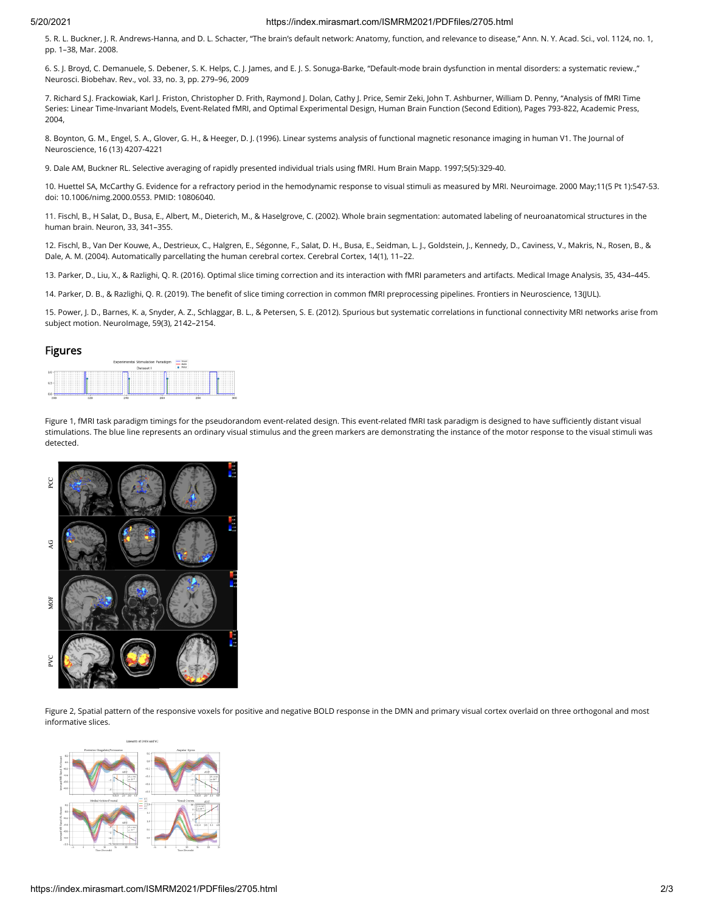5. R. L. Buckner, J. R. Andrews-Hanna, and D. L. Schacter, "The brain's default network: Anatomy, function, and relevance to disease," Ann. N. Y. Acad. Sci., vol. 1124, no. 1, pp. 1–38, Mar. 2008.

6. S. J. Broyd, C. Demanuele, S. Debener, S. K. Helps, C. J. James, and E. J. S. Sonuga-Barke, "Default-mode brain dysfunction in mental disorders: a systematic review.," Neurosci. Biobehav. Rev., vol. 33, no. 3, pp. 279–96, 2009

7. Richard S.J. Frackowiak, Karl J. Friston, Christopher D. Frith, Raymond J. Dolan, Cathy J. Price, Semir Zeki, John T. Ashburner, William D. Penny, "Analysis of fMRI Time Series: Linear Time-Invariant Models, Event-Related fMRI, and Optimal Experimental Design, Human Brain Function (Second Edition), Pages 793-822, Academic Press, 2004,

8. Boynton, G. M., Engel, S. A., Glover, G. H., & Heeger, D. J. (1996). Linear systems analysis of functional magnetic resonance imaging in human V1. The Journal of Neuroscience, 16 (13) 4207-4221

9. Dale AM, Buckner RL. Selective averaging of rapidly presented individual trials using fMRI. Hum Brain Mapp. 1997;5(5):329-40.

10. Huettel SA, McCarthy G. Evidence for a refractory period in the hemodynamic response to visual stimuli as measured by MRI. Neuroimage. 2000 May;11(5 Pt 1):547-53. doi: 10.1006/nimg.2000.0553. PMID: 10806040.

11. Fischl, B., H Salat, D., Busa, E., Albert, M., Dieterich, M., & Haselgrove, C. (2002). Whole brain segmentation: automated labeling of neuroanatomical structures in the human brain. Neuron, 33, 341–355.

12. Fischl, B., Van Der Kouwe, A., Destrieux, C., Halgren, E., Ségonne, F., Salat, D. H., Busa, E., Seidman, L. J., Goldstein, J., Kennedy, D., Caviness, V., Makris, N., Rosen, B., & Dale, A. M. (2004). Automatically parcellating the human cerebral cortex. Cerebral Cortex, 14(1), 11–22.

13. Parker, D., Liu, X., & Razlighi, Q. R. (2016). Optimal slice timing correction and its interaction with fMRI parameters and artifacts. Medical Image Analysis, 35, 434–445.

14. Parker, D. B., & Razlighi, Q. R. (2019). The benefit of slice timing correction in common fMRI preprocessing pipelines. Frontiers in Neuroscience, 13(JUL).

15. Power, J. D., Barnes, K. a, Snyder, A. Z., Schlaggar, B. L., & Petersen, S. E. (2012). Spurious but systematic correlations in functional connectivity MRI networks arise from subject motion. NeuroImage, 59(3), 2142–2154.

## Figures

Figure 1, fMRI task paradigm timings for the pseudorandom event-related design. This event-related fMRI task paradigm is designed to have sufficiently distant visual stimulations. The blue line represents an ordinary visual stimulus and the green markers are demonstrating the instance of the motor response to the visual stimuli was detected.

Figure 2, Spatial pattern of the responsive voxels for positive and negative BOLD response in the DMN and primary visual cortex overlaid on three orthogonal and most informative slices.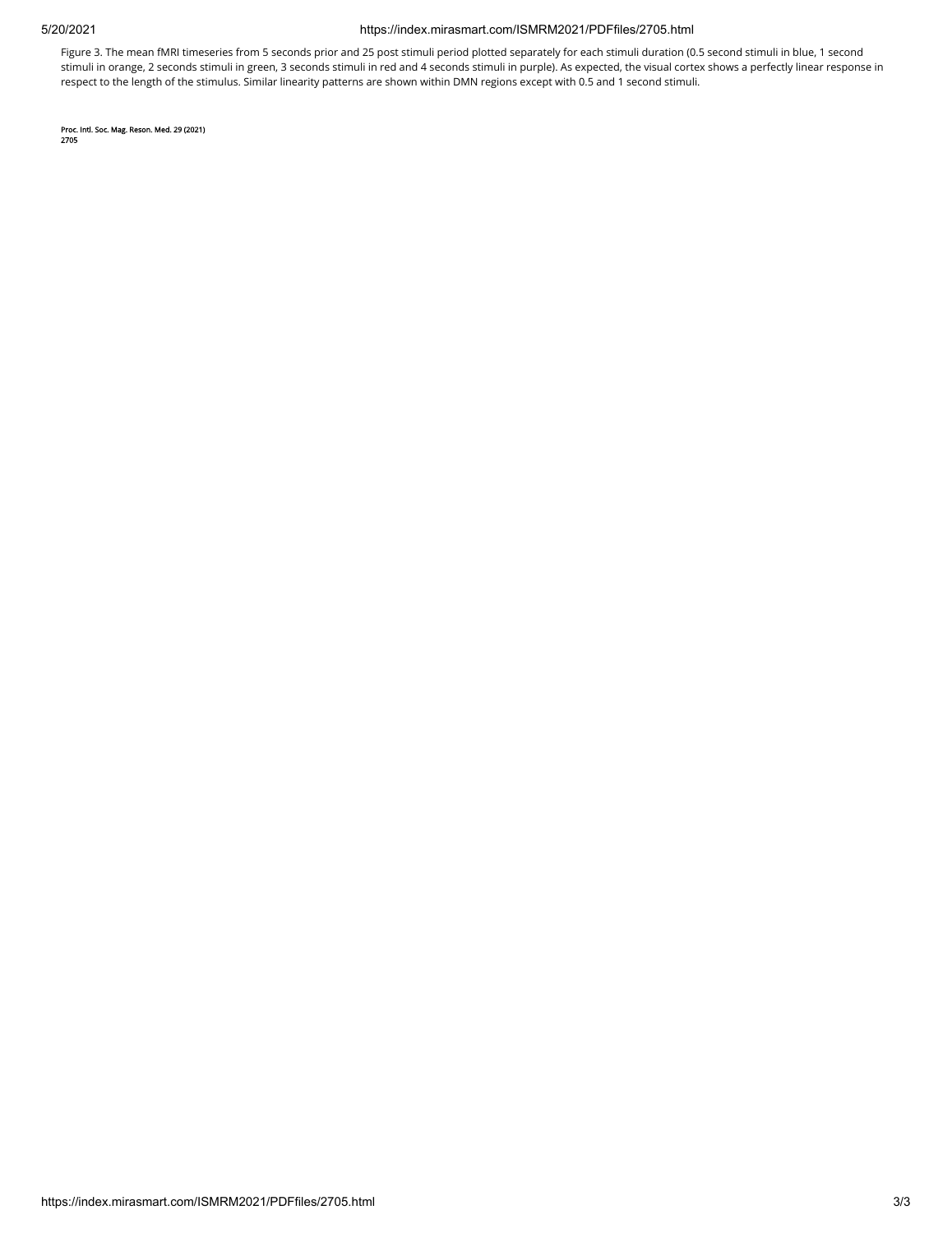Figure 3. The mean fMRI timeseries from 5 seconds prior and 25 post stimuli period plotted separately for each stimuli duration (0.5 second stimuli in blue, 1 second stimuli in orange, 2 seconds stimuli in green, 3 seconds stimuli in red and 4 seconds stimuli in purple). As expected, the visual cortex shows a perfectly linear response in respect to the length of the stimulus. Similar linearity patterns are shown within DMN regions except with 0.5 and 1 second stimuli.

Proc. Intl. Soc. Mag. Reson. Med. 29 (2021)
2705